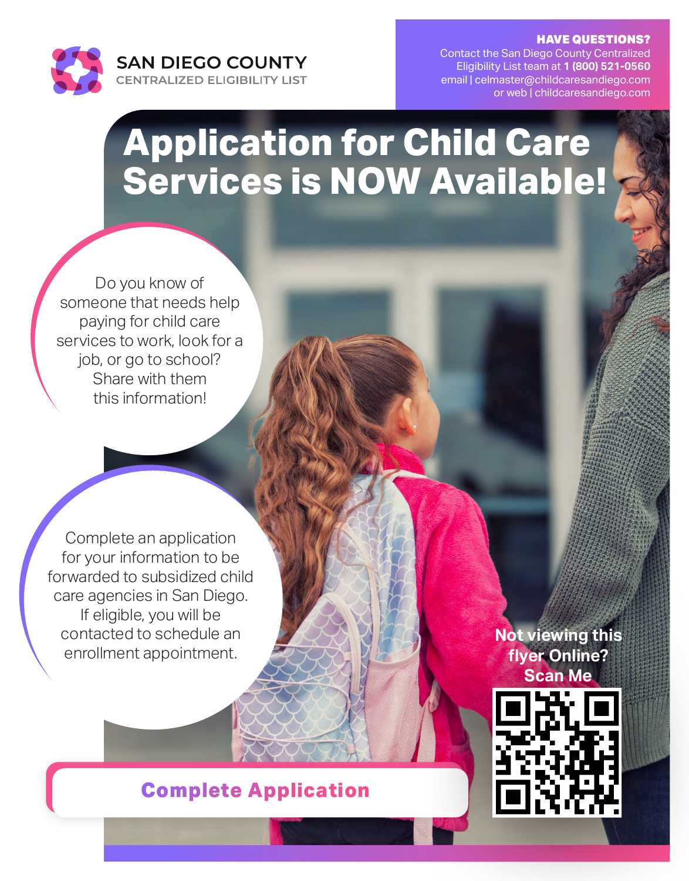**SAN DIEGO COUNTY**
CENTRALIZED ELIGIBILITY LIST

**HAVE QUESTIONS?**
Contact the San Diego County Centralized Eligibility List team at **1 (800) 521-0560**
email | celmaster@childcaresandiego.com
or web | childcaresandiego.com

# Application for Child Care Services is NOW Available!

Do you know of someone that needs help paying for child care services to work, look for a job, or go to school? Share with them this information!

Complete an application for your information to be forwarded to subsidized child care agencies in San Diego. If eligible, you will be contacted to schedule an enrollment appointment.

**Not viewing this flyer Online? Scan Me**

**Complete Application**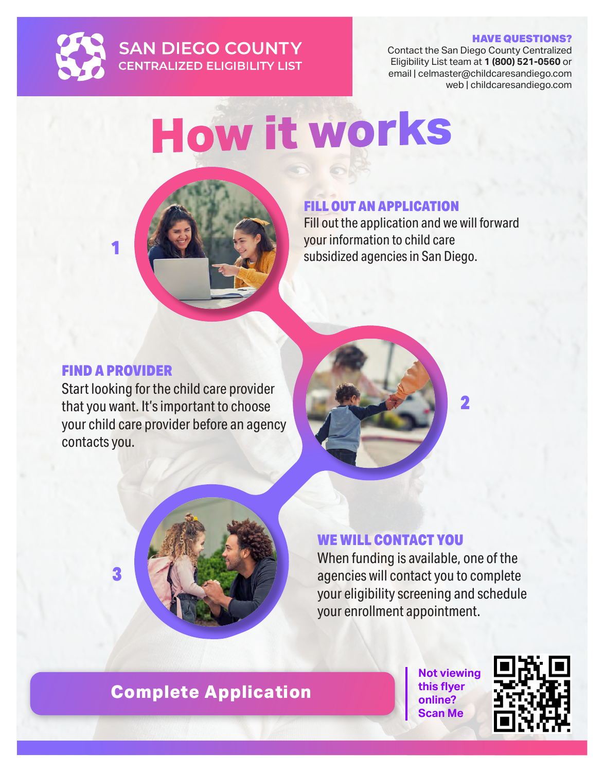# SAN DIEGO COUNTY
## CENTRALIZED ELIGIBILITY LIST

**HAVE QUESTIONS?**
Contact the San Diego County Centralized Eligibility List team at **1 (800) 521-0560** or
email | celmaster@childcaresandiego.com
web | childcaresandiego.com

# How it works

**1**

### FILL OUT AN APPLICATION

Fill out the application and we will forward your information to child care subsidized agencies in San Diego.

**2**

### FIND A PROVIDER

Start looking for the child care provider that you want. It's important to choose your child care provider before an agency contacts you.

**3**

### WE WILL CONTACT YOU

When funding is available, one of the agencies will contact you to complete your eligibility screening and schedule your enrollment appointment.

**Complete Application**

**Not viewing this flyer online? Scan Me**